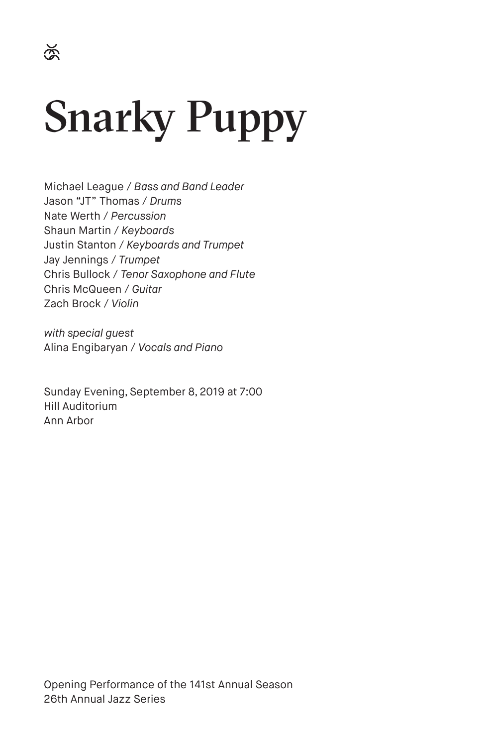# Snarky Puppy

Michael League / *Bass and Band Leader*
Jason "JT" Thomas / *Drums*
Nate Werth / *Percussion*
Shaun Martin / *Keyboards*
Justin Stanton / *Keyboards and Trumpet*
Jay Jennings / *Trumpet*
Chris Bullock / *Tenor Saxophone and Flute*
Chris McQueen / *Guitar*
Zach Brock / *Violin*

*with special guest*
Alina Engibaryan / *Vocals and Piano*

Sunday Evening, September 8, 2019 at 7:00
Hill Auditorium
Ann Arbor

Opening Performance of the 141st Annual Season
26th Annual Jazz Series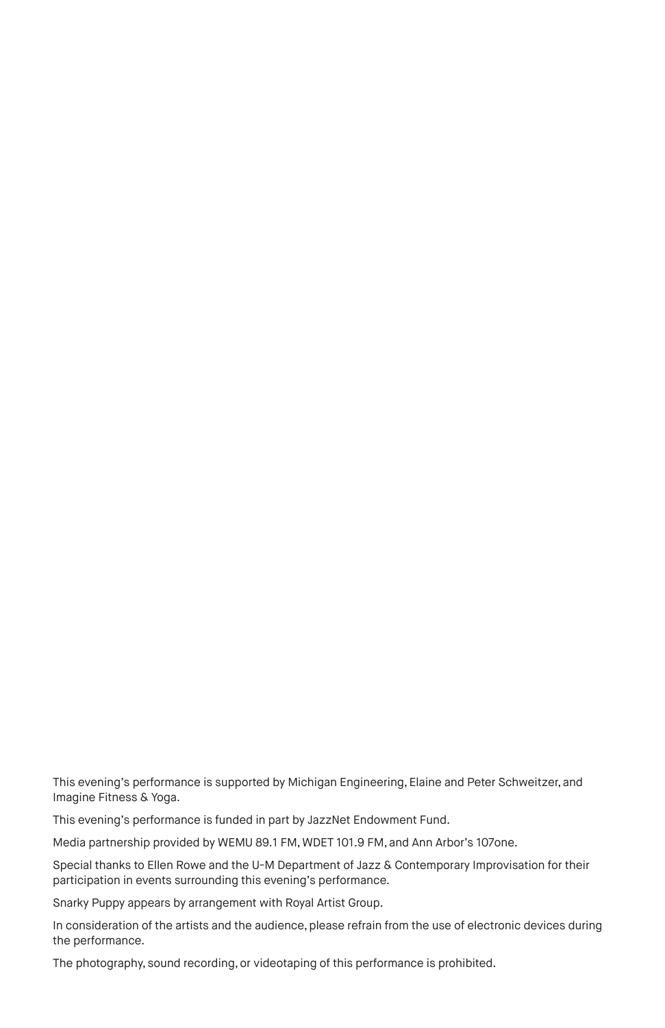This evening's performance is supported by Michigan Engineering, Elaine and Peter Schweitzer, and Imagine Fitness & Yoga.

This evening's performance is funded in part by JazzNet Endowment Fund.

Media partnership provided by WEMU 89.1 FM, WDET 101.9 FM, and Ann Arbor's 107one.

Special thanks to Ellen Rowe and the U-M Department of Jazz & Contemporary Improvisation for their participation in events surrounding this evening's performance.

Snarky Puppy appears by arrangement with Royal Artist Group.

In consideration of the artists and the audience, please refrain from the use of electronic devices during the performance.

The photography, sound recording, or videotaping of this performance is prohibited.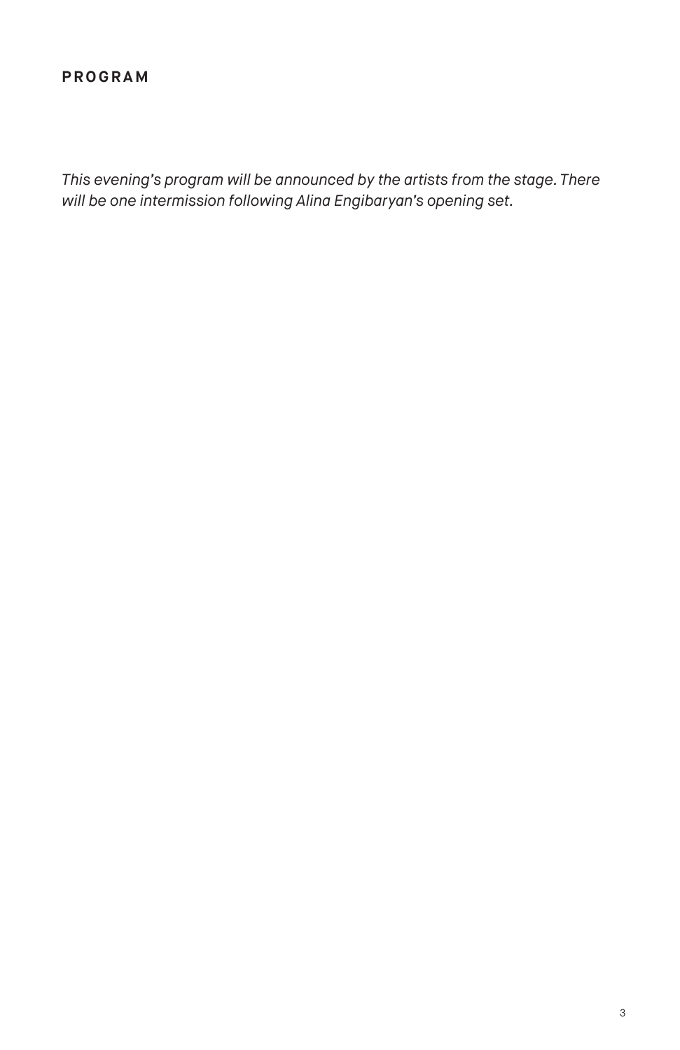## PROGRAM

*This evening's program will be announced by the artists from the stage. There will be one intermission following Alina Engibaryan's opening set.*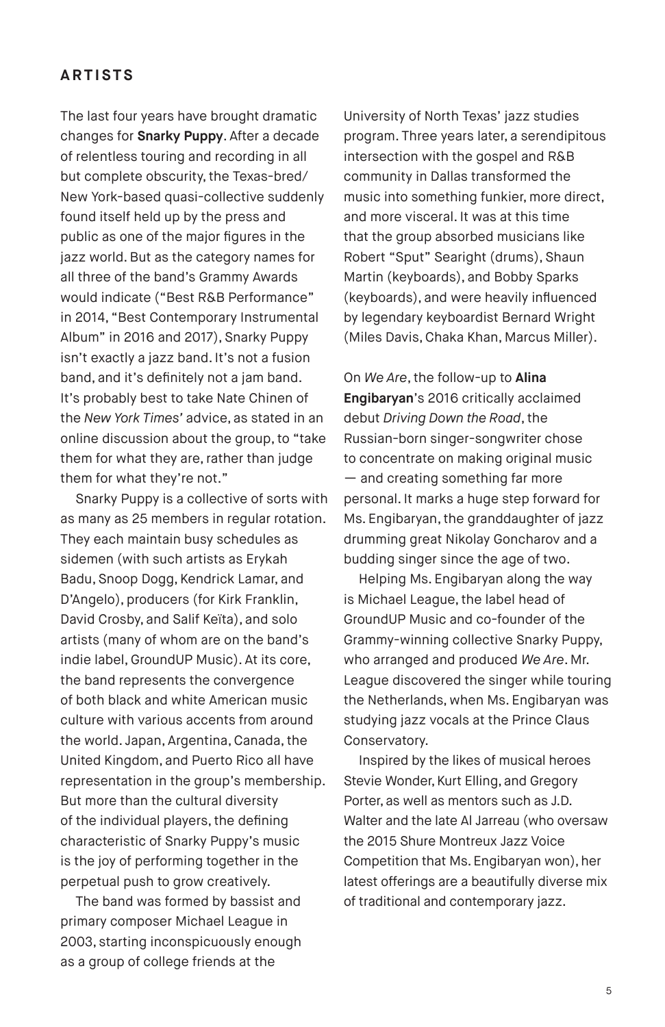## ARTISTS

The last four years have brought dramatic changes for **Snarky Puppy**. After a decade of relentless touring and recording in all but complete obscurity, the Texas-bred/New York-based quasi-collective suddenly found itself held up by the press and public as one of the major figures in the jazz world. But as the category names for all three of the band's Grammy Awards would indicate ("Best R&B Performance" in 2014, "Best Contemporary Instrumental Album" in 2016 and 2017), Snarky Puppy isn't exactly a jazz band. It's not a fusion band, and it's definitely not a jam band. It's probably best to take Nate Chinen of the *New York Times'* advice, as stated in an online discussion about the group, to "take them for what they are, rather than judge them for what they're not."

Snarky Puppy is a collective of sorts with as many as 25 members in regular rotation. They each maintain busy schedules as sidemen (with such artists as Erykah Badu, Snoop Dogg, Kendrick Lamar, and D'Angelo), producers (for Kirk Franklin, David Crosby, and Salif Keïta), and solo artists (many of whom are on the band's indie label, GroundUP Music). At its core, the band represents the convergence of both black and white American music culture with various accents from around the world. Japan, Argentina, Canada, the United Kingdom, and Puerto Rico all have representation in the group's membership. But more than the cultural diversity of the individual players, the defining characteristic of Snarky Puppy's music is the joy of performing together in the perpetual push to grow creatively.

The band was formed by bassist and primary composer Michael League in 2003, starting inconspicuously enough as a group of college friends at the University of North Texas' jazz studies program. Three years later, a serendipitous intersection with the gospel and R&B community in Dallas transformed the music into something funkier, more direct, and more visceral. It was at this time that the group absorbed musicians like Robert "Sput" Searight (drums), Shaun Martin (keyboards), and Bobby Sparks (keyboards), and were heavily influenced by legendary keyboardist Bernard Wright (Miles Davis, Chaka Khan, Marcus Miller).

On *We Are*, the follow-up to **Alina Engibaryan**'s 2016 critically acclaimed debut *Driving Down the Road*, the Russian-born singer-songwriter chose to concentrate on making original music — and creating something far more personal. It marks a huge step forward for Ms. Engibaryan, the granddaughter of jazz drumming great Nikolay Goncharov and a budding singer since the age of two.

Helping Ms. Engibaryan along the way is Michael League, the label head of GroundUP Music and co-founder of the Grammy-winning collective Snarky Puppy, who arranged and produced *We Are*. Mr. League discovered the singer while touring the Netherlands, when Ms. Engibaryan was studying jazz vocals at the Prince Claus Conservatory.

Inspired by the likes of musical heroes Stevie Wonder, Kurt Elling, and Gregory Porter, as well as mentors such as J.D. Walter and the late Al Jarreau (who oversaw the 2015 Shure Montreux Jazz Voice Competition that Ms. Engibaryan won), her latest offerings are a beautifully diverse mix of traditional and contemporary jazz.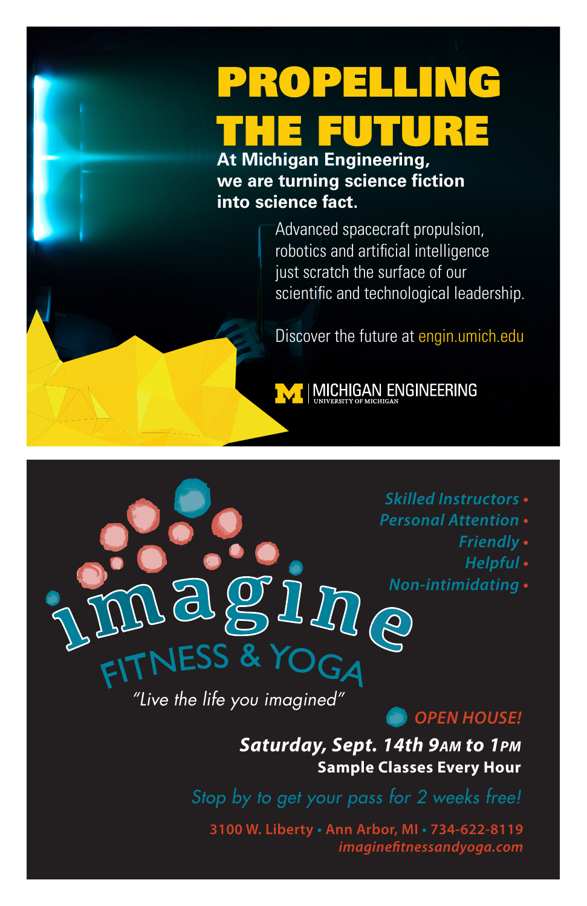# PROPELLING THE FUTURE

**At Michigan Engineering, we are turning science fiction into science fact.**

Advanced spacecraft propulsion, robotics and artificial intelligence just scratch the surface of our scientific and technological leadership.

Discover the future at engin.umich.edu

MICHIGAN ENGINEERING
UNIVERSITY OF MICHIGAN

---

# imagine
## FITNESS & YOGA

*"Live the life you imagined"*

- *Skilled Instructors*
- *Personal Attention*
- *Friendly*
- *Helpful*
- *Non-intimidating*

*OPEN HOUSE!*

***Saturday, Sept. 14th 9AM to 1PM***

**Sample Classes Every Hour**

*Stop by to get your pass for 2 weeks free!*

**3100 W. Liberty • Ann Arbor, MI • 734-622-8119**

***imaginefitnessandyoga.com***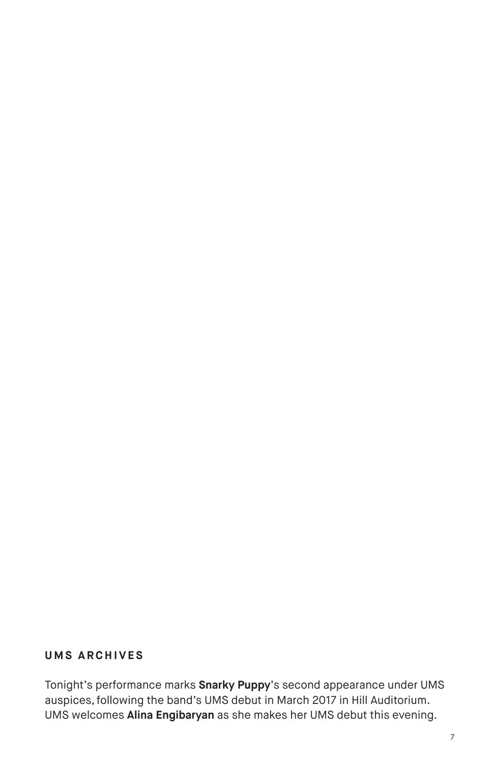## UMS ARCHIVES

Tonight's performance marks **Snarky Puppy**'s second appearance under UMS auspices, following the band's UMS debut in March 2017 in Hill Auditorium. UMS welcomes **Alina Engibaryan** as she makes her UMS debut this evening.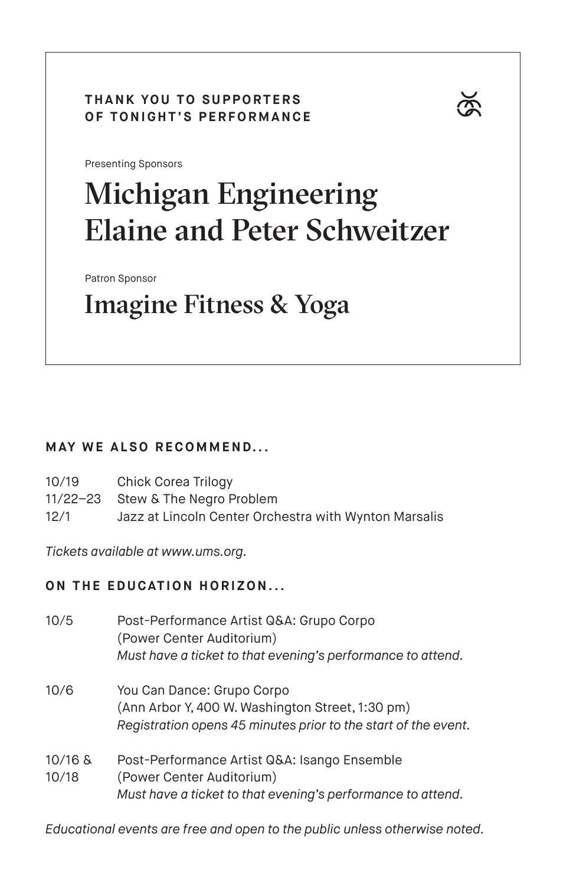## THANK YOU TO SUPPORTERS OF TONIGHT'S PERFORMANCE

Presenting Sponsors

# Michigan Engineering
# Elaine and Peter Schweitzer

Patron Sponsor

# Imagine Fitness & Yoga

### MAY WE ALSO RECOMMEND...

| | |
|---|---|
| 10/19 | Chick Corea Trilogy |
| 11/22–23 | Stew & The Negro Problem |
| 12/1 | Jazz at Lincoln Center Orchestra with Wynton Marsalis |

*Tickets available at www.ums.org.*

### ON THE EDUCATION HORIZON...

| | |
|---|---|
| 10/5 | Post-Performance Artist Q&A: Grupo Corpo<br>(Power Center Auditorium)<br>*Must have a ticket to that evening's performance to attend.* |
| 10/6 | You Can Dance: Grupo Corpo<br>(Ann Arbor Y, 400 W. Washington Street, 1:30 pm)<br>*Registration opens 45 minutes prior to the start of the event.* |
| 10/16 & 10/18 | Post-Performance Artist Q&A: Isango Ensemble<br>(Power Center Auditorium)<br>*Must have a ticket to that evening's performance to attend.* |

*Educational events are free and open to the public unless otherwise noted.*